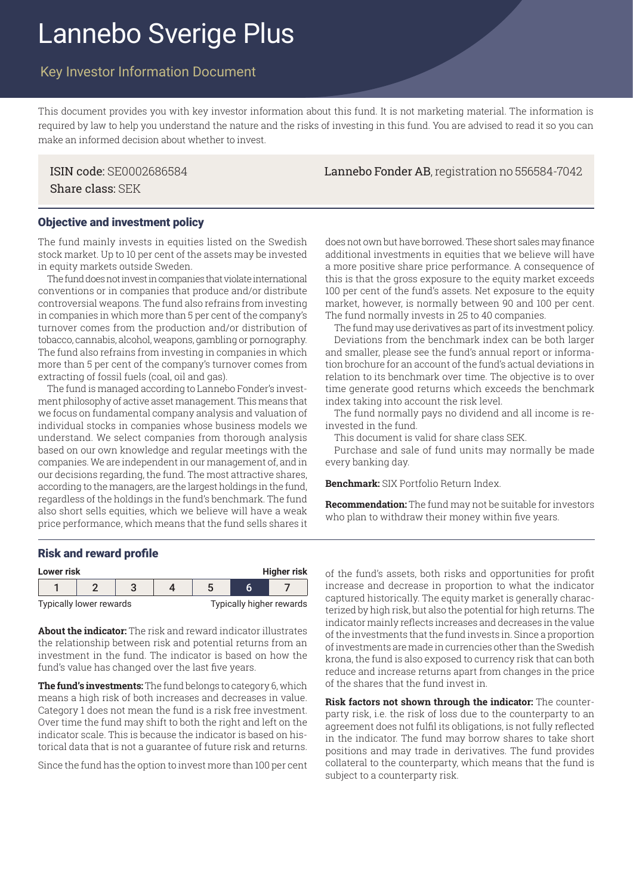# Lannebo Sverige Plus

## Key Investor Information Document

This document provides you with key investor information about this fund. It is not marketing material. The information is required by law to help you understand the nature and the risks of investing in this fund. You are advised to read it so you can make an informed decision about whether to invest.

**ISIN code:** SE0002686584
**Share class:** SEK

**Lannebo Fonder AB**, registration no 556584-7042

### Objective and investment policy

The fund mainly invests in equities listed on the Swedish stock market. Up to 10 per cent of the assets may be invested in equity markets outside Sweden.

The fund does not invest in companies that violate international conventions or in companies that produce and/or distribute controversial weapons. The fund also refrains from investing in companies in which more than 5 per cent of the company's turnover comes from the production and/or distribution of tobacco, cannabis, alcohol, weapons, gambling or pornography. The fund also refrains from investing in companies in which more than 5 per cent of the company's turnover comes from extracting of fossil fuels (coal, oil and gas).

The fund is managed according to Lannebo Fonder's investment philosophy of active asset management. This means that we focus on fundamental company analysis and valuation of individual stocks in companies whose business models we understand. We select companies from thorough analysis based on our own knowledge and regular meetings with the companies. We are independent in our management of, and in our decisions regarding, the fund. The most attractive shares, according to the managers, are the largest holdings in the fund, regardless of the holdings in the fund's benchmark. The fund also short sells equities, which we believe will have a weak price performance, which means that the fund sells shares it does not own but have borrowed. These short sales may finance additional investments in equities that we believe will have a more positive share price performance. A consequence of this is that the gross exposure to the equity market exceeds 100 per cent of the fund's assets. Net exposure to the equity market, however, is normally between 90 and 100 per cent. The fund normally invests in 25 to 40 companies.

The fund may use derivatives as part of its investment policy.

Deviations from the benchmark index can be both larger and smaller, please see the fund's annual report or information brochure for an account of the fund's actual deviations in relation to its benchmark over time. The objective is to over time generate good returns which exceeds the benchmark index taking into account the risk level.

The fund normally pays no dividend and all income is re-invested in the fund.

This document is valid for share class SEK.

Purchase and sale of fund units may normally be made every banking day.

**Benchmark:** SIX Portfolio Return Index.

**Recommendation:** The fund may not be suitable for investors who plan to withdraw their money within five years.

### Risk and reward profile

| Lower risk | | | | | | Higher risk |
|---|---|---|---|---|---|---|
| 1 | 2 | 3 | 4 | 5 | **6** | 7 |
| Typically lower rewards | | | | | | Typically higher rewards |

**About the indicator:** The risk and reward indicator illustrates the relationship between risk and potential returns from an investment in the fund. The indicator is based on how the fund's value has changed over the last five years.

**The fund's investments:** The fund belongs to category 6, which means a high risk of both increases and decreases in value. Category 1 does not mean the fund is a risk free investment. Over time the fund may shift to both the right and left on the indicator scale. This is because the indicator is based on historical data that is not a guarantee of future risk and returns.

Since the fund has the option to invest more than 100 per cent of the fund's assets, both risks and opportunities for profit increase and decrease in proportion to what the indicator captured historically. The equity market is generally characterized by high risk, but also the potential for high returns. The indicator mainly reflects increases and decreases in the value of the investments that the fund invests in. Since a proportion of investments are made in currencies other than the Swedish krona, the fund is also exposed to currency risk that can both reduce and increase returns apart from changes in the price of the shares that the fund invest in.

**Risk factors not shown through the indicator:** The counterparty risk, i.e. the risk of loss due to the counterparty to an agreement does not fulfil its obligations, is not fully reflected in the indicator. The fund may borrow shares to take short positions and may trade in derivatives. The fund provides collateral to the counterparty, which means that the fund is subject to a counterparty risk.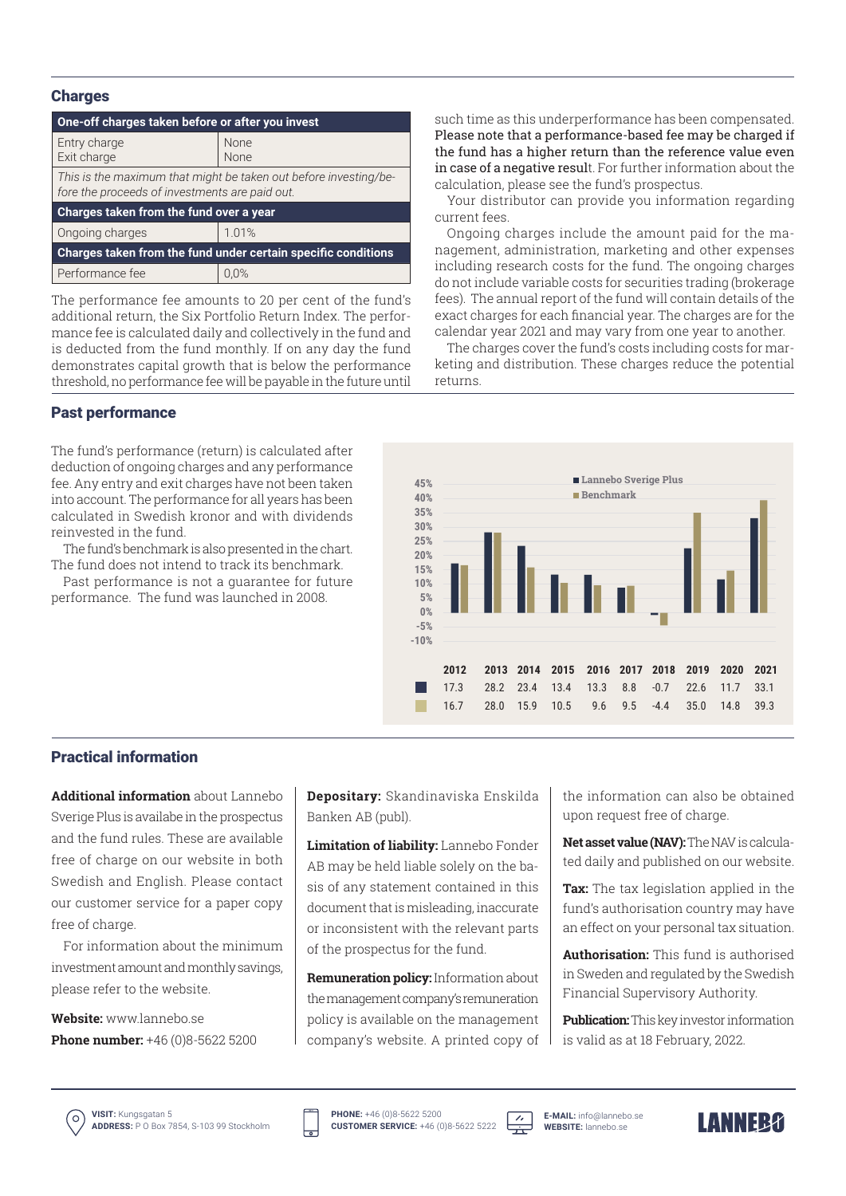## Charges

| One-off charges taken before or after you invest | |
|---|---|
| Entry charge<br>Exit charge | None<br>None |
| *This is the maximum that might be taken out before investing/before the proceeds of investments are paid out.* | |
| **Charges taken from the fund over a year** | |
| Ongoing charges | 1.01% |
| **Charges taken from the fund under certain specific conditions** | |
| Performance fee | 0,0% |

The performance fee amounts to 20 per cent of the fund's additional return, the Six Portfolio Return Index. The performance fee is calculated daily and collectively in the fund and is deducted from the fund monthly. If on any day the fund demonstrates capital growth that is below the performance threshold, no performance fee will be payable in the future until such time as this underperformance has been compensated. Please note that a performance-based fee may be charged if the fund has a higher return than the reference value even in case of a negative result. For further information about the calculation, please see the fund's prospectus.

Your distributor can provide you information regarding current fees.

Ongoing charges include the amount paid for the management, administration, marketing and other expenses including research costs for the fund. The ongoing charges do not include variable costs for securities trading (brokerage fees). The annual report of the fund will contain details of the exact charges for each financial year. The charges are for the calendar year 2021 and may vary from one year to another.

The charges cover the fund's costs including costs for marketing and distribution. These charges reduce the potential returns.

## Past performance

The fund's performance (return) is calculated after deduction of ongoing charges and any performance fee. Any entry and exit charges have not been taken into account. The performance for all years has been calculated in Swedish kronor and with dividends reinvested in the fund.

The fund's benchmark is also presented in the chart. The fund does not intend to track its benchmark.

Past performance is not a guarantee for future performance. The fund was launched in 2008.

Lannebo Sverige Plus
Benchmark

45%
40%
35%
30%
25%
20%
15%
10%
5%
0%
-5%
-10%

2012 2013 2014 2015 2016 2017 2018 2019 2020 2021
17.3 28.2 23.4 13.4 13.3 8.8 -0.7 22.6 11.7 33.1
16.7 28.0 15.9 10.5 9.6 9.5 -4.4 35.0 14.8 39.3

## Practical information

**Additional information** about Lannebo Sverige Plus is availabe in the prospectus and the fund rules. These are available free of charge on our website in both Swedish and English. Please contact our customer service for a paper copy free of charge.

For information about the minimum investment amount and monthly savings, please refer to the website.

**Website:** www.lannebo.se
**Phone number:** +46 (0)8-5622 5200

**Depositary:** Skandinaviska Enskilda Banken AB (publ).

**Limitation of liability:** Lannebo Fonder AB may be held liable solely on the basis of any statement contained in this document that is misleading, inaccurate or inconsistent with the relevant parts of the prospectus for the fund.

**Remuneration policy:** Information about the management company's remuneration policy is available on the management company's website. A printed copy of the information can also be obtained upon request free of charge.

**Net asset value (NAV):** The NAV is calculated daily and published on our website.

**Tax:** The tax legislation applied in the fund's authorisation country may have an effect on your personal tax situation.

**Authorisation:** This fund is authorised in Sweden and regulated by the Swedish Financial Supervisory Authority.

**Publication:** This key investor information is valid as at 18 February, 2022.

**VISIT:** Kungsgatan 5
**ADDRESS:** P O Box 7854, S-103 99 Stockholm

**PHONE:** +46 (0)8-5622 5200
**CUSTOMER SERVICE:** +46 (0)8-5622 5222

**E-MAIL:** info@lannebo.se
**WEBSITE:** lannebo.se

LANNEBO